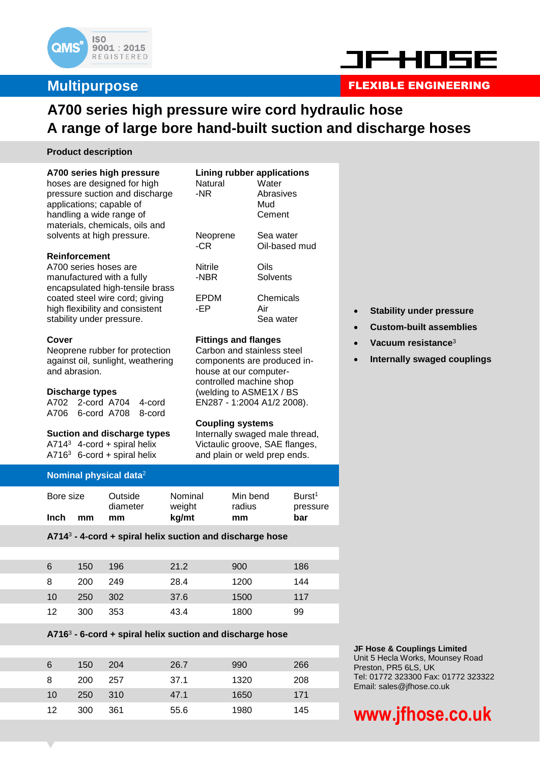Multipurpose

FLEXIBLE ENGINEERING

# A700 series high pressure wire cord hydraulic hose
# A range of large bore hand-built suction and discharge hoses

## Product description

**A700 series high pressure** hoses are designed for high pressure suction and discharge applications; capable of handling a wide range of materials, chemicals, oils and solvents at high pressure.

**Reinforcement**
A700 series hoses are manufactured with a fully encapsulated high-tensile brass coated steel wire cord; giving high flexibility and consistent stability under pressure.

**Cover**
Neoprene rubber for protection against oil, sunlight, weathering and abrasion.

**Discharge types**
A702 2-cord A704 4-cord
A706 6-cord A708 8-cord

**Suction and discharge types**
A714[3] 4-cord + spiral helix
A716[3] 6-cord + spiral helix

**Lining rubber applications**

| | |
|---|---|
| Natural -NR | Water, Abrasives, Mud, Cement |
| Neoprene -CR | Sea water, Oil-based mud |
| Nitrile -NBR | Oils, Solvents |
| EPDM -EP | Chemicals, Air, Sea water |

**Fittings and flanges**
Carbon and stainless steel components are produced in-house at our computer-controlled machine shop (welding to ASME1X / BS EN287 - 1:2004 A1/2 2008).

**Coupling systems**
Internally swaged male thread, Victaulic groove, SAE flanges, and plain or weld prep ends.

- **Stability under pressure**
- **Custom-built assemblies**
- **Vacuum resistance**[3]
- **Internally swaged couplings**

## Nominal physical data[2]

| Bore size | | Outside diameter | Nominal weight | Min bend radius | Burst[1] pressure |
|---|---|---|---|---|---|
| **Inch** | **mm** | **mm** | **kg/mt** | **mm** | **bar** |
| **A714[3] - 4-cord + spiral helix suction and discharge hose** | | | | | |
| 6 | 150 | 196 | 21.2 | 900 | 186 |
| 8 | 200 | 249 | 28.4 | 1200 | 144 |
| 10 | 250 | 302 | 37.6 | 1500 | 117 |
| 12 | 300 | 353 | 43.4 | 1800 | 99 |
| **A716[3] - 6-cord + spiral helix suction and discharge hose** | | | | | |
| 6 | 150 | 204 | 26.7 | 990 | 266 |
| 8 | 200 | 257 | 37.1 | 1320 | 208 |
| 10 | 250 | 310 | 47.1 | 1650 | 171 |
| 12 | 300 | 361 | 55.6 | 1980 | 145 |

**JF Hose & Couplings Limited**
Unit 5 Hecla Works, Mounsey Road
Preston, PR5 6LS, UK
Tel: 01772 323300 Fax: 01772 323322
Email: sales@jfhose.co.uk

**www.jfhose.co.uk**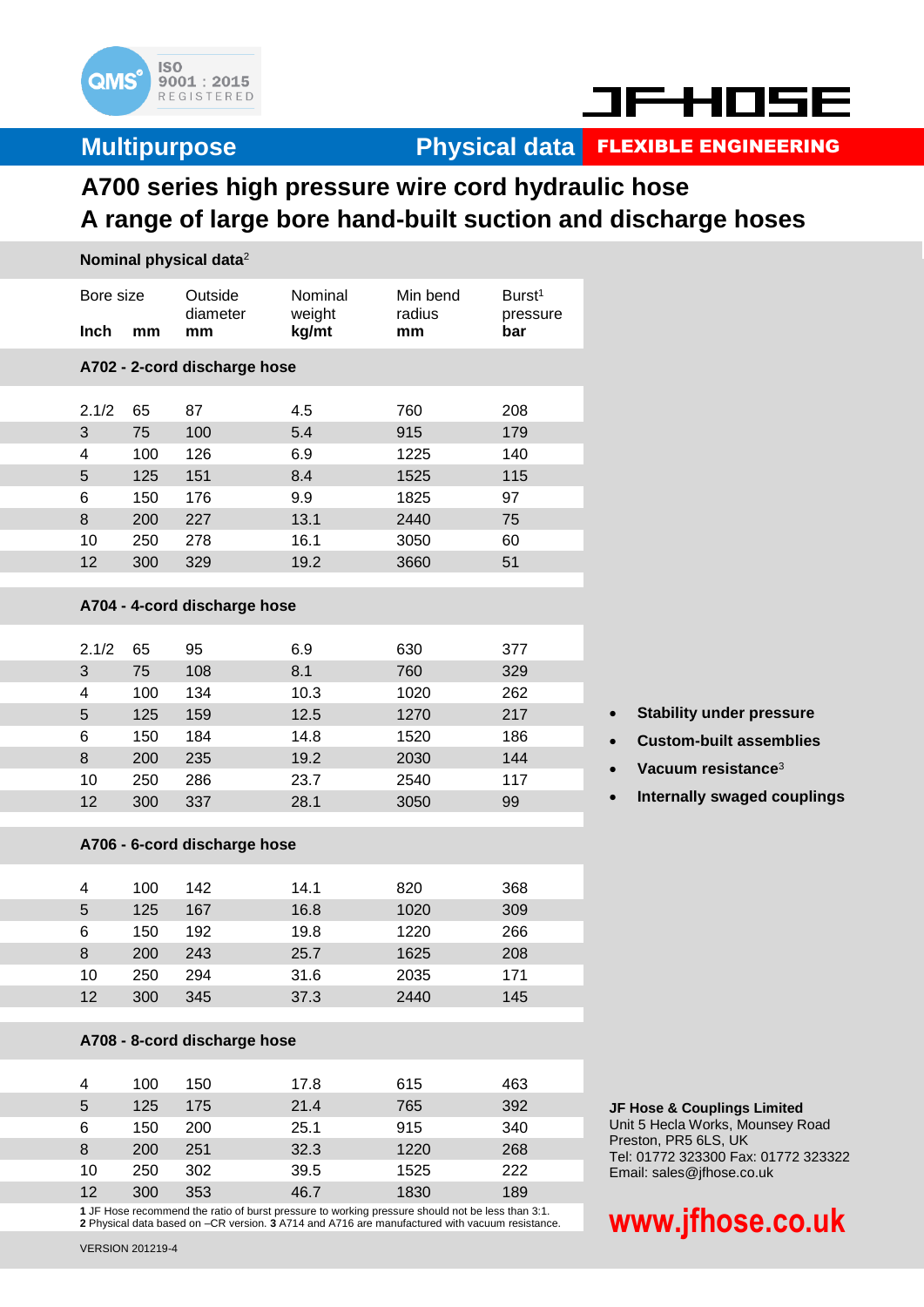**Multipurpose** **Physical data** **FLEXIBLE ENGINEERING**

# A700 series high pressure wire cord hydraulic hose
# A range of large bore hand-built suction and discharge hoses

**Nominal physical data**[2]

| Bore size Inch | mm | Outside diameter mm | Nominal weight kg/mt | Min bend radius mm | Burst[1] pressure bar |
|---|---|---|---|---|---|
| **A702 - 2-cord discharge hose** | | | | | |
| 2.1/2 | 65 | 87 | 4.5 | 760 | 208 |
| 3 | 75 | 100 | 5.4 | 915 | 179 |
| 4 | 100 | 126 | 6.9 | 1225 | 140 |
| 5 | 125 | 151 | 8.4 | 1525 | 115 |
| 6 | 150 | 176 | 9.9 | 1825 | 97 |
| 8 | 200 | 227 | 13.1 | 2440 | 75 |
| 10 | 250 | 278 | 16.1 | 3050 | 60 |
| 12 | 300 | 329 | 19.2 | 3660 | 51 |
| **A704 - 4-cord discharge hose** | | | | | |
| 2.1/2 | 65 | 95 | 6.9 | 630 | 377 |
| 3 | 75 | 108 | 8.1 | 760 | 329 |
| 4 | 100 | 134 | 10.3 | 1020 | 262 |
| 5 | 125 | 159 | 12.5 | 1270 | 217 |
| 6 | 150 | 184 | 14.8 | 1520 | 186 |
| 8 | 200 | 235 | 19.2 | 2030 | 144 |
| 10 | 250 | 286 | 23.7 | 2540 | 117 |
| 12 | 300 | 337 | 28.1 | 3050 | 99 |
| **A706 - 6-cord discharge hose** | | | | | |
| 4 | 100 | 142 | 14.1 | 820 | 368 |
| 5 | 125 | 167 | 16.8 | 1020 | 309 |
| 6 | 150 | 192 | 19.8 | 1220 | 266 |
| 8 | 200 | 243 | 25.7 | 1625 | 208 |
| 10 | 250 | 294 | 31.6 | 2035 | 171 |
| 12 | 300 | 345 | 37.3 | 2440 | 145 |
| **A708 - 8-cord discharge hose** | | | | | |
| 4 | 100 | 150 | 17.8 | 615 | 463 |
| 5 | 125 | 175 | 21.4 | 765 | 392 |
| 6 | 150 | 200 | 25.1 | 915 | 340 |
| 8 | 200 | 251 | 32.3 | 1220 | 268 |
| 10 | 250 | 302 | 39.5 | 1525 | 222 |
| 12 | 300 | 353 | 46.7 | 1830 | 189 |

**1** JF Hose recommend the ratio of burst pressure to working pressure should not be less than 3:1.
**2** Physical data based on –CR version. **3** A714 and A716 are manufactured with vacuum resistance.

- **Stability under pressure**
- **Custom-built assemblies**
- **Vacuum resistance**[3]
- **Internally swaged couplings**

**JF Hose & Couplings Limited**
Unit 5 Hecla Works, Mounsey Road
Preston, PR5 6LS, UK
Tel: 01772 323300 Fax: 01772 323322
Email: sales@jfhose.co.uk

**www.jfhose.co.uk**

VERSION 201219-4